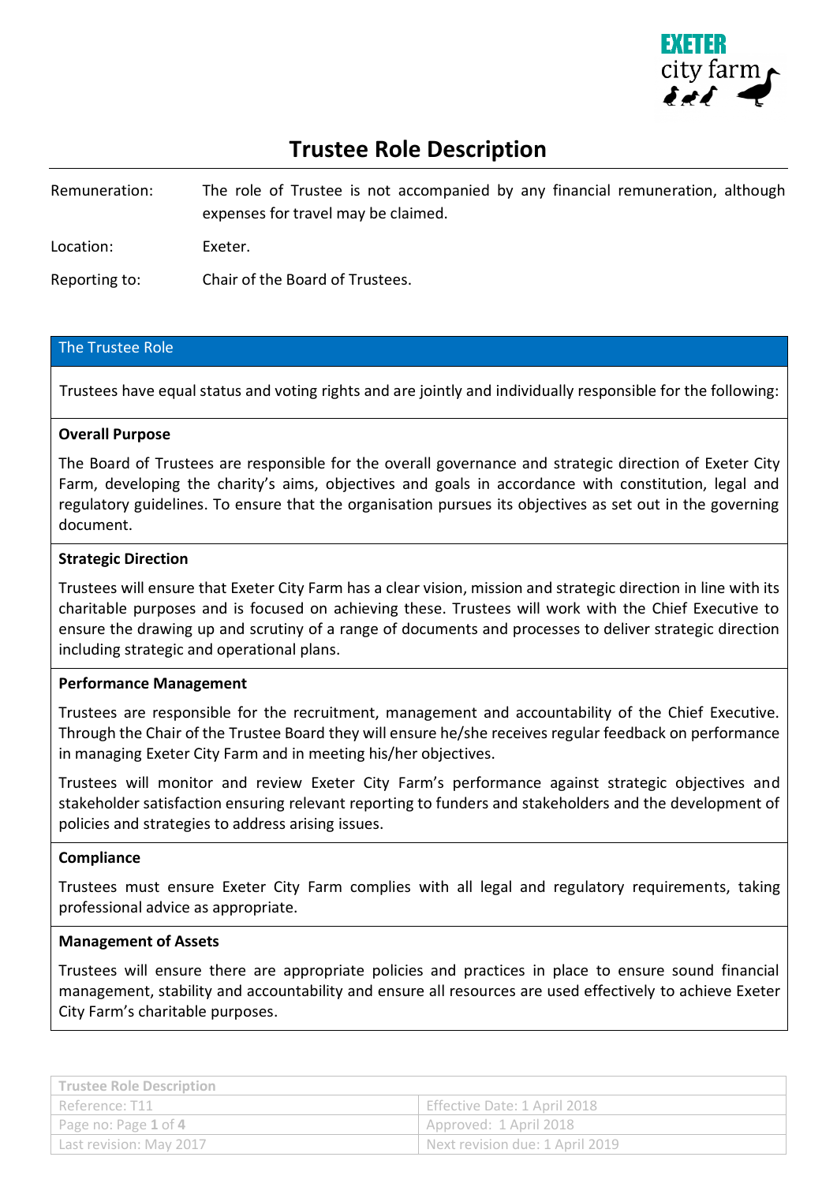# Trustee Role Description

| | |
|---|---|
| Remuneration: | The role of Trustee is not accompanied by any financial remuneration, although expenses for travel may be claimed. |
| Location: | Exeter. |
| Reporting to: | Chair of the Board of Trustees. |

## The Trustee Role

Trustees have equal status and voting rights and are jointly and individually responsible for the following:

**Overall Purpose**

The Board of Trustees are responsible for the overall governance and strategic direction of Exeter City Farm, developing the charity's aims, objectives and goals in accordance with constitution, legal and regulatory guidelines. To ensure that the organisation pursues its objectives as set out in the governing document.

**Strategic Direction**

Trustees will ensure that Exeter City Farm has a clear vision, mission and strategic direction in line with its charitable purposes and is focused on achieving these. Trustees will work with the Chief Executive to ensure the drawing up and scrutiny of a range of documents and processes to deliver strategic direction including strategic and operational plans.

**Performance Management**

Trustees are responsible for the recruitment, management and accountability of the Chief Executive. Through the Chair of the Trustee Board they will ensure he/she receives regular feedback on performance in managing Exeter City Farm and in meeting his/her objectives.

Trustees will monitor and review Exeter City Farm's performance against strategic objectives and stakeholder satisfaction ensuring relevant reporting to funders and stakeholders and the development of policies and strategies to address arising issues.

**Compliance**

Trustees must ensure Exeter City Farm complies with all legal and regulatory requirements, taking professional advice as appropriate.

**Management of Assets**

Trustees will ensure there are appropriate policies and practices in place to ensure sound financial management, stability and accountability and ensure all resources are used effectively to achieve Exeter City Farm's charitable purposes.

| Trustee Role Description | |
|---|---|
| Reference: T11 | Effective Date: 1 April 2018 |
| Page no: Page 1 of 4 | Approved: 1 April 2018 |
| Last revision: May 2017 | Next revision due: 1 April 2019 |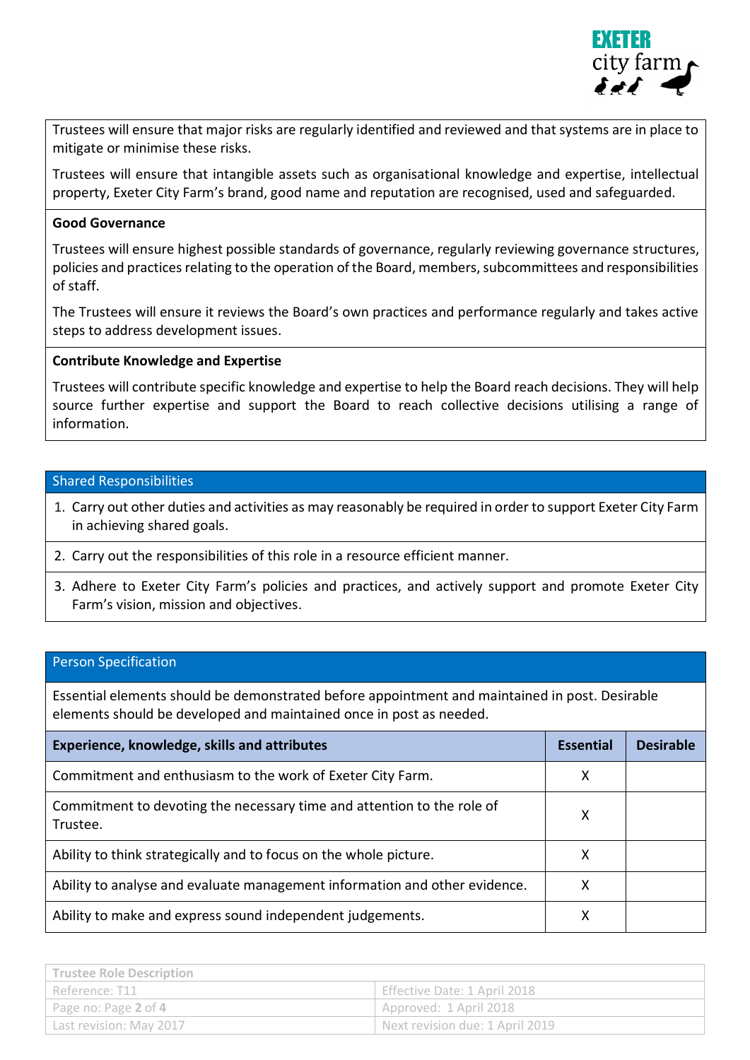Trustees will ensure that major risks are regularly identified and reviewed and that systems are in place to mitigate or minimise these risks.

Trustees will ensure that intangible assets such as organisational knowledge and expertise, intellectual property, Exeter City Farm's brand, good name and reputation are recognised, used and safeguarded.

**Good Governance**

Trustees will ensure highest possible standards of governance, regularly reviewing governance structures, policies and practices relating to the operation of the Board, members, subcommittees and responsibilities of staff.

The Trustees will ensure it reviews the Board's own practices and performance regularly and takes active steps to address development issues.

**Contribute Knowledge and Expertise**

Trustees will contribute specific knowledge and expertise to help the Board reach decisions. They will help source further expertise and support the Board to reach collective decisions utilising a range of information.

## Shared Responsibilities

1. Carry out other duties and activities as may reasonably be required in order to support Exeter City Farm in achieving shared goals.
2. Carry out the responsibilities of this role in a resource efficient manner.
3. Adhere to Exeter City Farm's policies and practices, and actively support and promote Exeter City Farm's vision, mission and objectives.

## Person Specification

Essential elements should be demonstrated before appointment and maintained in post. Desirable elements should be developed and maintained once in post as needed.

| Experience, knowledge, skills and attributes | Essential | Desirable |
|---|---|---|
| Commitment and enthusiasm to the work of Exeter City Farm. | X | |
| Commitment to devoting the necessary time and attention to the role of Trustee. | X | |
| Ability to think strategically and to focus on the whole picture. | X | |
| Ability to analyse and evaluate management information and other evidence. | X | |
| Ability to make and express sound independent judgements. | X | |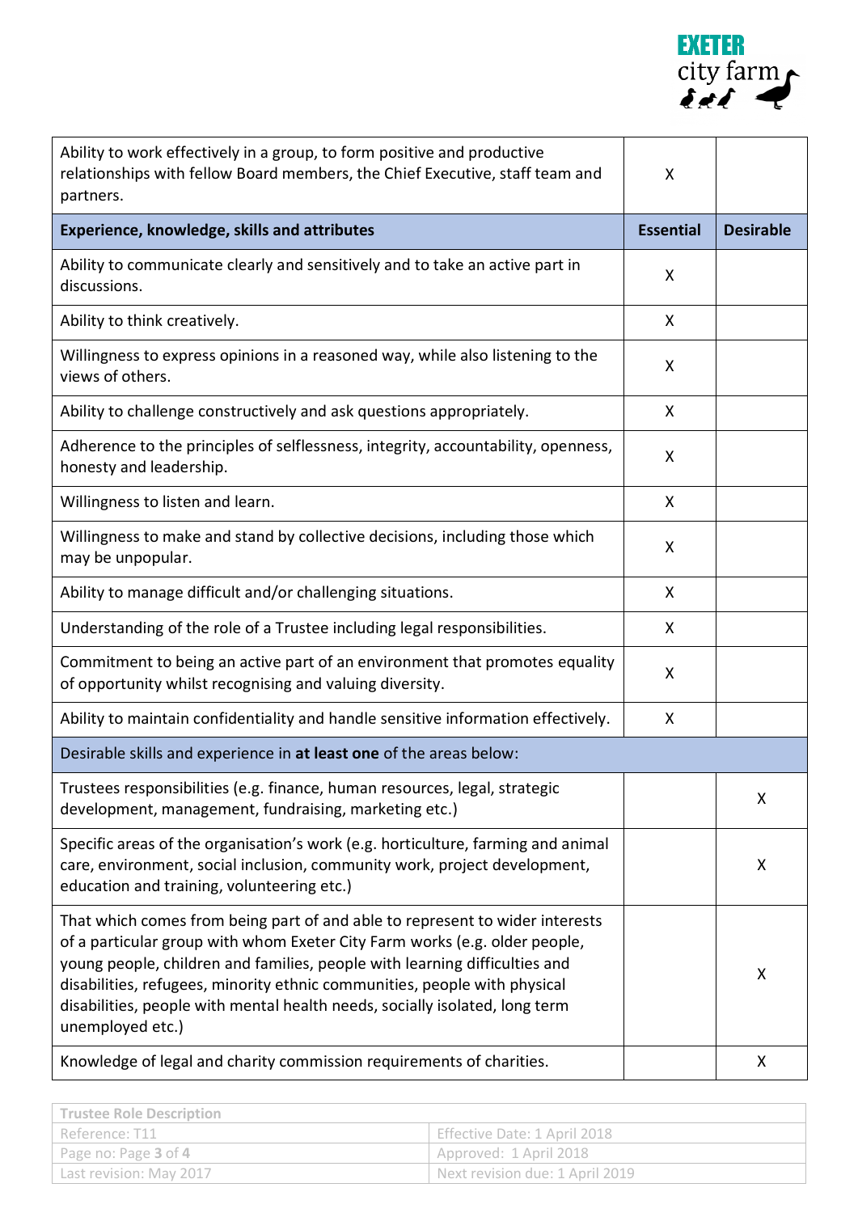| | | |
|---|---|---|
| Ability to work effectively in a group, to form positive and productive relationships with fellow Board members, the Chief Executive, staff team and partners. | X | |
| **Experience, knowledge, skills and attributes** | **Essential** | **Desirable** |
| Ability to communicate clearly and sensitively and to take an active part in discussions. | X | |
| Ability to think creatively. | X | |
| Willingness to express opinions in a reasoned way, while also listening to the views of others. | X | |
| Ability to challenge constructively and ask questions appropriately. | X | |
| Adherence to the principles of selflessness, integrity, accountability, openness, honesty and leadership. | X | |
| Willingness to listen and learn. | X | |
| Willingness to make and stand by collective decisions, including those which may be unpopular. | X | |
| Ability to manage difficult and/or challenging situations. | X | |
| Understanding of the role of a Trustee including legal responsibilities. | X | |
| Commitment to being an active part of an environment that promotes equality of opportunity whilst recognising and valuing diversity. | X | |
| Ability to maintain confidentiality and handle sensitive information effectively. | X | |
| Desirable skills and experience in **at least one** of the areas below: | | |
| Trustees responsibilities (e.g. finance, human resources, legal, strategic development, management, fundraising, marketing etc.) | | X |
| Specific areas of the organisation's work (e.g. horticulture, farming and animal care, environment, social inclusion, community work, project development, education and training, volunteering etc.) | | X |
| That which comes from being part of and able to represent to wider interests of a particular group with whom Exeter City Farm works (e.g. older people, young people, children and families, people with learning difficulties and disabilities, refugees, minority ethnic communities, people with physical disabilities, people with mental health needs, socially isolated, long term unemployed etc.) | | X |
| Knowledge of legal and charity commission requirements of charities. | | X |

| Trustee Role Description | |
|---|---|
| Reference: T11 | Effective Date: 1 April 2018 |
| Page no: Page 3 of 4 | Approved: 1 April 2018 |
| Last revision: May 2017 | Next revision due: 1 April 2019 |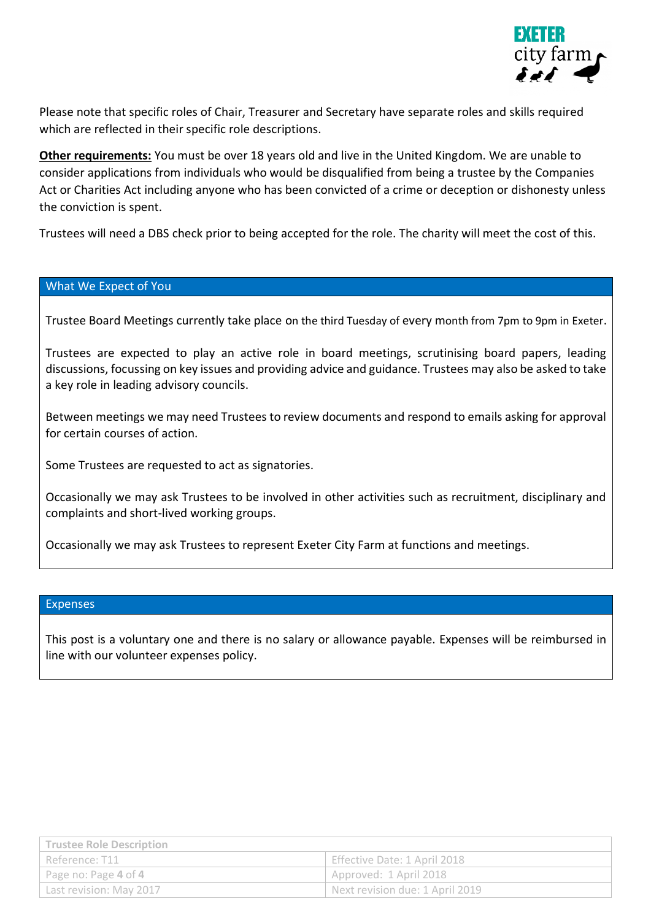Please note that specific roles of Chair, Treasurer and Secretary have separate roles and skills required which are reflected in their specific role descriptions.

**Other requirements:** You must be over 18 years old and live in the United Kingdom. We are unable to consider applications from individuals who would be disqualified from being a trustee by the Companies Act or Charities Act including anyone who has been convicted of a crime or deception or dishonesty unless the conviction is spent.

Trustees will need a DBS check prior to being accepted for the role. The charity will meet the cost of this.

## What We Expect of You

Trustee Board Meetings currently take place on the third Tuesday of every month from 7pm to 9pm in Exeter.

Trustees are expected to play an active role in board meetings, scrutinising board papers, leading discussions, focussing on key issues and providing advice and guidance. Trustees may also be asked to take a key role in leading advisory councils.

Between meetings we may need Trustees to review documents and respond to emails asking for approval for certain courses of action.

Some Trustees are requested to act as signatories.

Occasionally we may ask Trustees to be involved in other activities such as recruitment, disciplinary and complaints and short-lived working groups.

Occasionally we may ask Trustees to represent Exeter City Farm at functions and meetings.

## Expenses

This post is a voluntary one and there is no salary or allowance payable. Expenses will be reimbursed in line with our volunteer expenses policy.